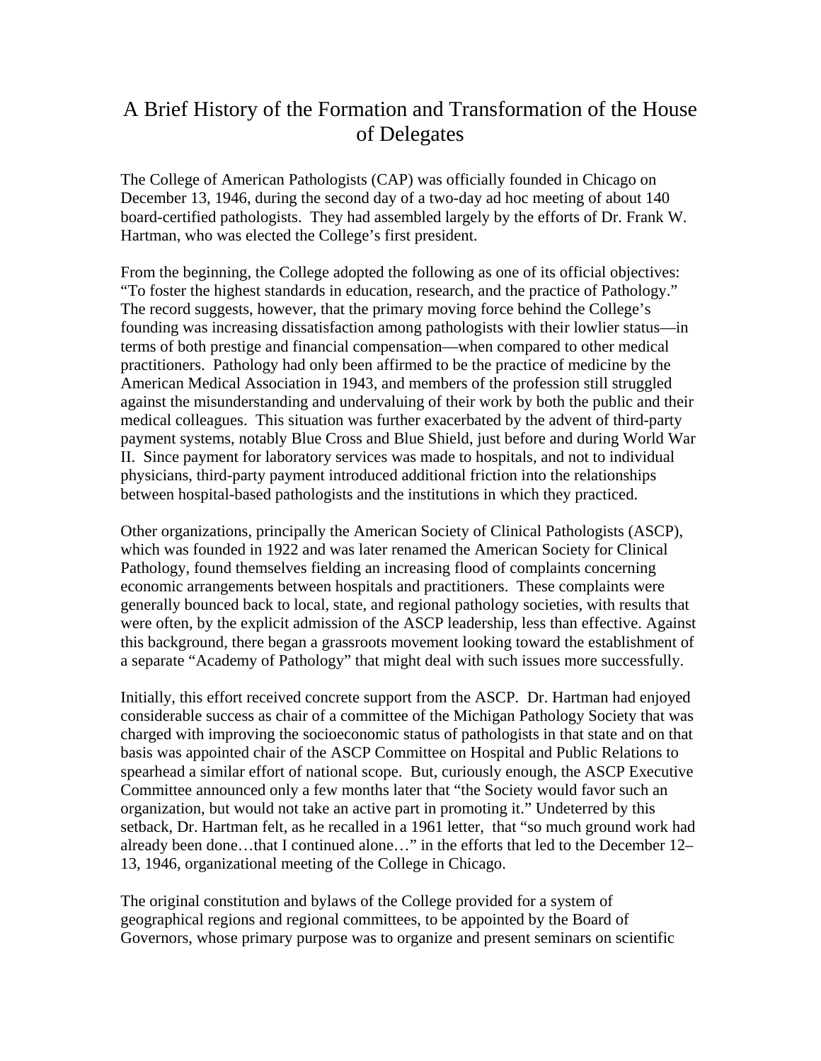# A Brief History of the Formation and Transformation of the House of Delegates

The College of American Pathologists (CAP) was officially founded in Chicago on December 13, 1946, during the second day of a two-day ad hoc meeting of about 140 board-certified pathologists. They had assembled largely by the efforts of Dr. Frank W. Hartman, who was elected the College's first president.

From the beginning, the College adopted the following as one of its official objectives: "To foster the highest standards in education, research, and the practice of Pathology." The record suggests, however, that the primary moving force behind the College's founding was increasing dissatisfaction among pathologists with their lowlier status—in terms of both prestige and financial compensation—when compared to other medical practitioners. Pathology had only been affirmed to be the practice of medicine by the American Medical Association in 1943, and members of the profession still struggled against the misunderstanding and undervaluing of their work by both the public and their medical colleagues. This situation was further exacerbated by the advent of third-party payment systems, notably Blue Cross and Blue Shield, just before and during World War II. Since payment for laboratory services was made to hospitals, and not to individual physicians, third-party payment introduced additional friction into the relationships between hospital-based pathologists and the institutions in which they practiced.

Other organizations, principally the American Society of Clinical Pathologists (ASCP), which was founded in 1922 and was later renamed the American Society for Clinical Pathology, found themselves fielding an increasing flood of complaints concerning economic arrangements between hospitals and practitioners. These complaints were generally bounced back to local, state, and regional pathology societies, with results that were often, by the explicit admission of the ASCP leadership, less than effective. Against this background, there began a grassroots movement looking toward the establishment of a separate "Academy of Pathology" that might deal with such issues more successfully.

Initially, this effort received concrete support from the ASCP. Dr. Hartman had enjoyed considerable success as chair of a committee of the Michigan Pathology Society that was charged with improving the socioeconomic status of pathologists in that state and on that basis was appointed chair of the ASCP Committee on Hospital and Public Relations to spearhead a similar effort of national scope. But, curiously enough, the ASCP Executive Committee announced only a few months later that "the Society would favor such an organization, but would not take an active part in promoting it." Undeterred by this setback, Dr. Hartman felt, as he recalled in a 1961 letter, that "so much ground work had already been done…that I continued alone…" in the efforts that led to the December 12–13, 1946, organizational meeting of the College in Chicago.

The original constitution and bylaws of the College provided for a system of geographical regions and regional committees, to be appointed by the Board of Governors, whose primary purpose was to organize and present seminars on scientific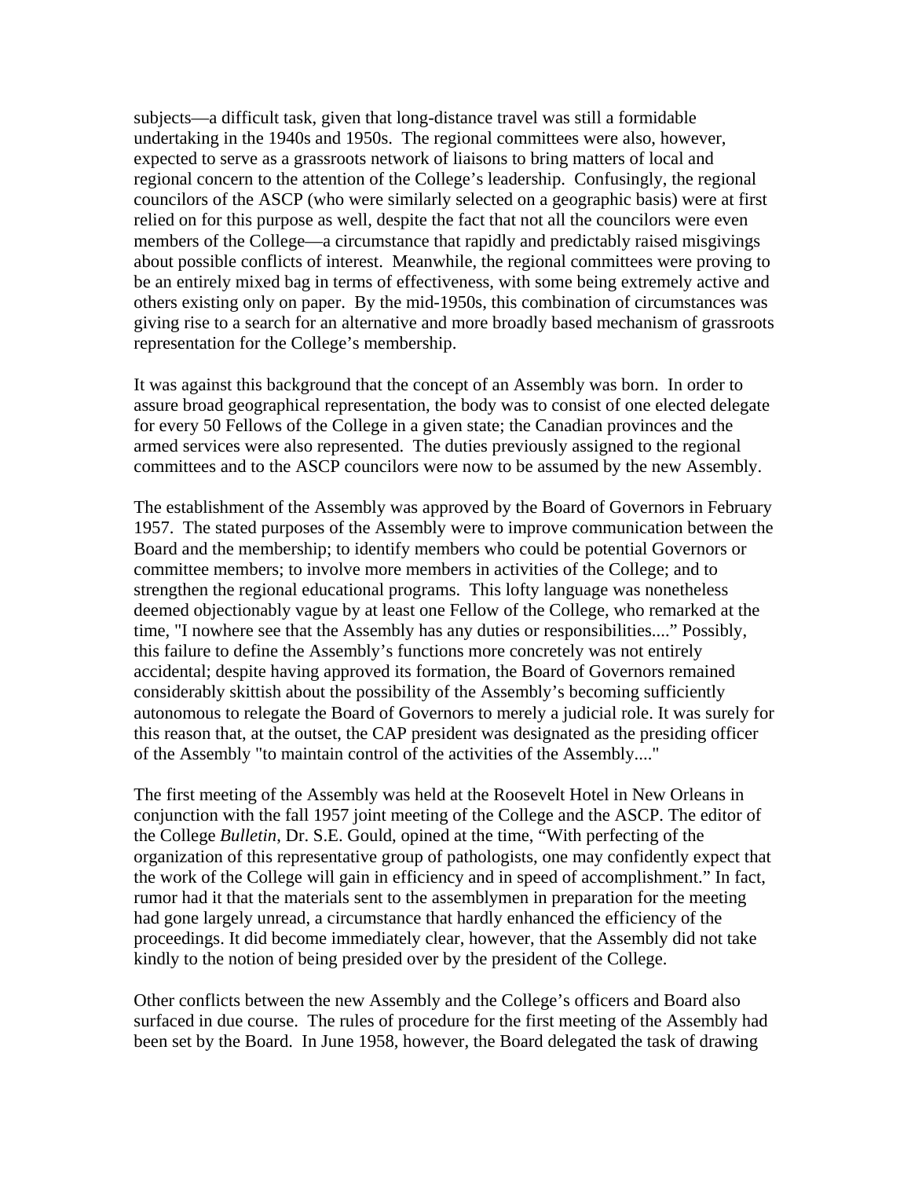subjects—a difficult task, given that long-distance travel was still a formidable undertaking in the 1940s and 1950s. The regional committees were also, however, expected to serve as a grassroots network of liaisons to bring matters of local and regional concern to the attention of the College's leadership. Confusingly, the regional councilors of the ASCP (who were similarly selected on a geographic basis) were at first relied on for this purpose as well, despite the fact that not all the councilors were even members of the College—a circumstance that rapidly and predictably raised misgivings about possible conflicts of interest. Meanwhile, the regional committees were proving to be an entirely mixed bag in terms of effectiveness, with some being extremely active and others existing only on paper. By the mid-1950s, this combination of circumstances was giving rise to a search for an alternative and more broadly based mechanism of grassroots representation for the College's membership.

It was against this background that the concept of an Assembly was born. In order to assure broad geographical representation, the body was to consist of one elected delegate for every 50 Fellows of the College in a given state; the Canadian provinces and the armed services were also represented. The duties previously assigned to the regional committees and to the ASCP councilors were now to be assumed by the new Assembly.

The establishment of the Assembly was approved by the Board of Governors in February 1957. The stated purposes of the Assembly were to improve communication between the Board and the membership; to identify members who could be potential Governors or committee members; to involve more members in activities of the College; and to strengthen the regional educational programs. This lofty language was nonetheless deemed objectionably vague by at least one Fellow of the College, who remarked at the time, "I nowhere see that the Assembly has any duties or responsibilities...." Possibly, this failure to define the Assembly's functions more concretely was not entirely accidental; despite having approved its formation, the Board of Governors remained considerably skittish about the possibility of the Assembly's becoming sufficiently autonomous to relegate the Board of Governors to merely a judicial role. It was surely for this reason that, at the outset, the CAP president was designated as the presiding officer of the Assembly "to maintain control of the activities of the Assembly...."

The first meeting of the Assembly was held at the Roosevelt Hotel in New Orleans in conjunction with the fall 1957 joint meeting of the College and the ASCP. The editor of the College *Bulletin*, Dr. S.E. Gould, opined at the time, "With perfecting of the organization of this representative group of pathologists, one may confidently expect that the work of the College will gain in efficiency and in speed of accomplishment." In fact, rumor had it that the materials sent to the assemblymen in preparation for the meeting had gone largely unread, a circumstance that hardly enhanced the efficiency of the proceedings. It did become immediately clear, however, that the Assembly did not take kindly to the notion of being presided over by the president of the College.

Other conflicts between the new Assembly and the College's officers and Board also surfaced in due course. The rules of procedure for the first meeting of the Assembly had been set by the Board. In June 1958, however, the Board delegated the task of drawing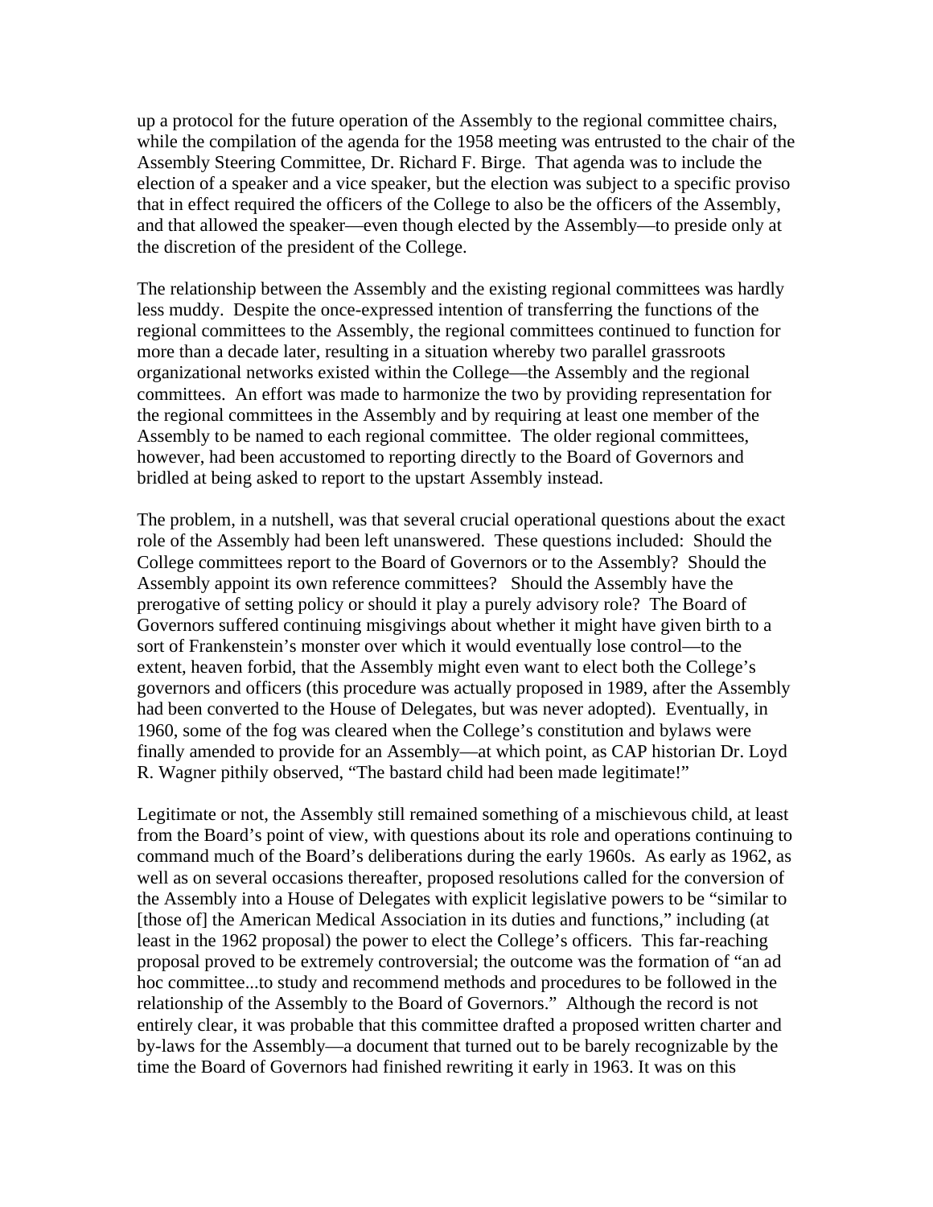up a protocol for the future operation of the Assembly to the regional committee chairs, while the compilation of the agenda for the 1958 meeting was entrusted to the chair of the Assembly Steering Committee, Dr. Richard F. Birge. That agenda was to include the election of a speaker and a vice speaker, but the election was subject to a specific proviso that in effect required the officers of the College to also be the officers of the Assembly, and that allowed the speaker—even though elected by the Assembly—to preside only at the discretion of the president of the College.

The relationship between the Assembly and the existing regional committees was hardly less muddy. Despite the once-expressed intention of transferring the functions of the regional committees to the Assembly, the regional committees continued to function for more than a decade later, resulting in a situation whereby two parallel grassroots organizational networks existed within the College—the Assembly and the regional committees. An effort was made to harmonize the two by providing representation for the regional committees in the Assembly and by requiring at least one member of the Assembly to be named to each regional committee. The older regional committees, however, had been accustomed to reporting directly to the Board of Governors and bridled at being asked to report to the upstart Assembly instead.

The problem, in a nutshell, was that several crucial operational questions about the exact role of the Assembly had been left unanswered. These questions included: Should the College committees report to the Board of Governors or to the Assembly? Should the Assembly appoint its own reference committees? Should the Assembly have the prerogative of setting policy or should it play a purely advisory role? The Board of Governors suffered continuing misgivings about whether it might have given birth to a sort of Frankenstein's monster over which it would eventually lose control—to the extent, heaven forbid, that the Assembly might even want to elect both the College's governors and officers (this procedure was actually proposed in 1989, after the Assembly had been converted to the House of Delegates, but was never adopted). Eventually, in 1960, some of the fog was cleared when the College's constitution and bylaws were finally amended to provide for an Assembly—at which point, as CAP historian Dr. Loyd R. Wagner pithily observed, "The bastard child had been made legitimate!"

Legitimate or not, the Assembly still remained something of a mischievous child, at least from the Board's point of view, with questions about its role and operations continuing to command much of the Board's deliberations during the early 1960s. As early as 1962, as well as on several occasions thereafter, proposed resolutions called for the conversion of the Assembly into a House of Delegates with explicit legislative powers to be "similar to [those of] the American Medical Association in its duties and functions," including (at least in the 1962 proposal) the power to elect the College's officers. This far-reaching proposal proved to be extremely controversial; the outcome was the formation of "an ad hoc committee...to study and recommend methods and procedures to be followed in the relationship of the Assembly to the Board of Governors." Although the record is not entirely clear, it was probable that this committee drafted a proposed written charter and by-laws for the Assembly—a document that turned out to be barely recognizable by the time the Board of Governors had finished rewriting it early in 1963. It was on this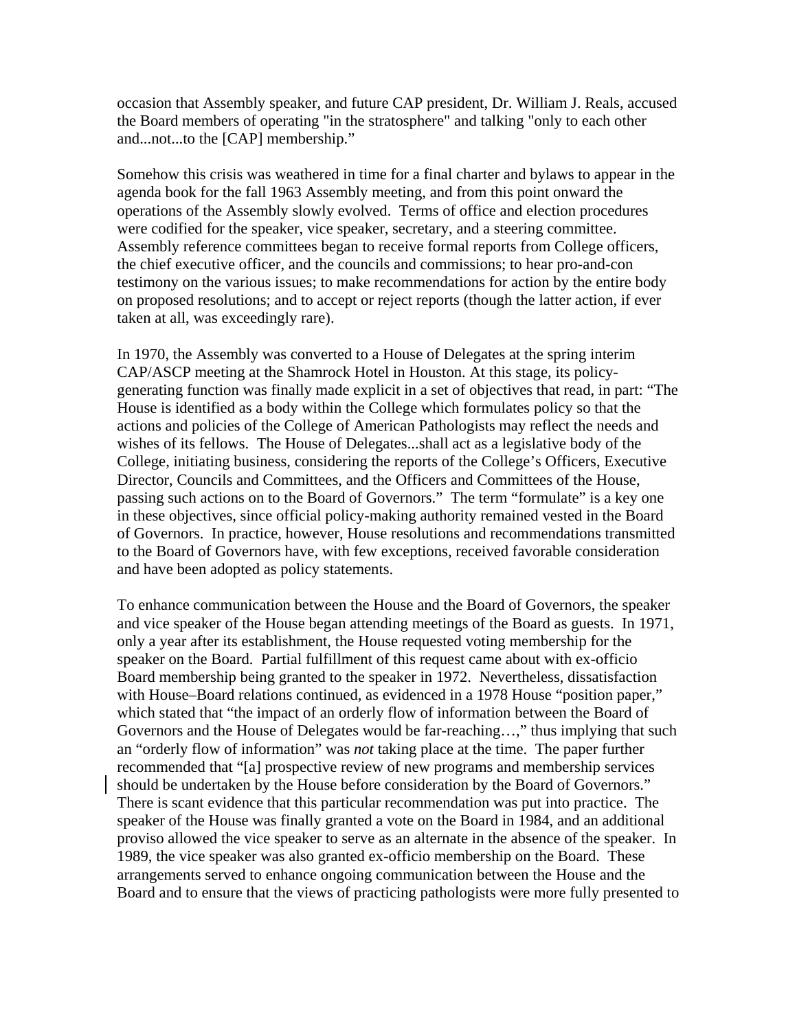occasion that Assembly speaker, and future CAP president, Dr. William J. Reals, accused the Board members of operating "in the stratosphere" and talking "only to each other and...not...to the [CAP] membership."

Somehow this crisis was weathered in time for a final charter and bylaws to appear in the agenda book for the fall 1963 Assembly meeting, and from this point onward the operations of the Assembly slowly evolved. Terms of office and election procedures were codified for the speaker, vice speaker, secretary, and a steering committee. Assembly reference committees began to receive formal reports from College officers, the chief executive officer, and the councils and commissions; to hear pro-and-con testimony on the various issues; to make recommendations for action by the entire body on proposed resolutions; and to accept or reject reports (though the latter action, if ever taken at all, was exceedingly rare).

In 1970, the Assembly was converted to a House of Delegates at the spring interim CAP/ASCP meeting at the Shamrock Hotel in Houston. At this stage, its policy-generating function was finally made explicit in a set of objectives that read, in part: "The House is identified as a body within the College which formulates policy so that the actions and policies of the College of American Pathologists may reflect the needs and wishes of its fellows. The House of Delegates...shall act as a legislative body of the College, initiating business, considering the reports of the College's Officers, Executive Director, Councils and Committees, and the Officers and Committees of the House, passing such actions on to the Board of Governors." The term "formulate" is a key one in these objectives, since official policy-making authority remained vested in the Board of Governors. In practice, however, House resolutions and recommendations transmitted to the Board of Governors have, with few exceptions, received favorable consideration and have been adopted as policy statements.

To enhance communication between the House and the Board of Governors, the speaker and vice speaker of the House began attending meetings of the Board as guests. In 1971, only a year after its establishment, the House requested voting membership for the speaker on the Board. Partial fulfillment of this request came about with ex-officio Board membership being granted to the speaker in 1972. Nevertheless, dissatisfaction with House–Board relations continued, as evidenced in a 1978 House "position paper," which stated that "the impact of an orderly flow of information between the Board of Governors and the House of Delegates would be far-reaching…," thus implying that such an "orderly flow of information" was *not* taking place at the time. The paper further recommended that "[a] prospective review of new programs and membership services should be undertaken by the House before consideration by the Board of Governors." There is scant evidence that this particular recommendation was put into practice. The speaker of the House was finally granted a vote on the Board in 1984, and an additional proviso allowed the vice speaker to serve as an alternate in the absence of the speaker. In 1989, the vice speaker was also granted ex-officio membership on the Board. These arrangements served to enhance ongoing communication between the House and the Board and to ensure that the views of practicing pathologists were more fully presented to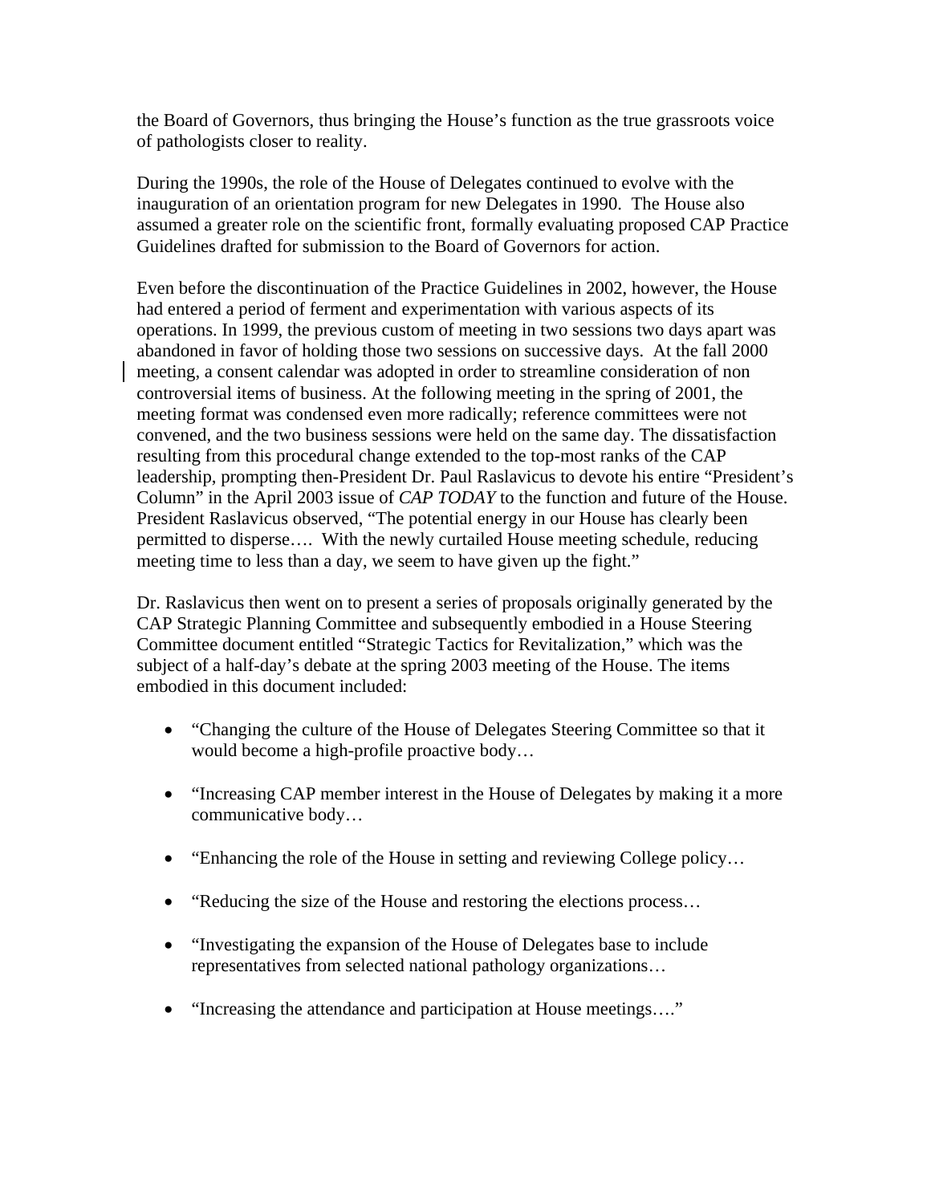the Board of Governors, thus bringing the House's function as the true grassroots voice of pathologists closer to reality.

During the 1990s, the role of the House of Delegates continued to evolve with the inauguration of an orientation program for new Delegates in 1990. The House also assumed a greater role on the scientific front, formally evaluating proposed CAP Practice Guidelines drafted for submission to the Board of Governors for action.

Even before the discontinuation of the Practice Guidelines in 2002, however, the House had entered a period of ferment and experimentation with various aspects of its operations. In 1999, the previous custom of meeting in two sessions two days apart was abandoned in favor of holding those two sessions on successive days. At the fall 2000 meeting, a consent calendar was adopted in order to streamline consideration of non controversial items of business. At the following meeting in the spring of 2001, the meeting format was condensed even more radically; reference committees were not convened, and the two business sessions were held on the same day. The dissatisfaction resulting from this procedural change extended to the top-most ranks of the CAP leadership, prompting then-President Dr. Paul Raslavicus to devote his entire "President's Column" in the April 2003 issue of *CAP TODAY* to the function and future of the House. President Raslavicus observed, "The potential energy in our House has clearly been permitted to disperse…. With the newly curtailed House meeting schedule, reducing meeting time to less than a day, we seem to have given up the fight."

Dr. Raslavicus then went on to present a series of proposals originally generated by the CAP Strategic Planning Committee and subsequently embodied in a House Steering Committee document entitled "Strategic Tactics for Revitalization," which was the subject of a half-day's debate at the spring 2003 meeting of the House. The items embodied in this document included:

- "Changing the culture of the House of Delegates Steering Committee so that it would become a high-profile proactive body…
- "Increasing CAP member interest in the House of Delegates by making it a more communicative body…
- "Enhancing the role of the House in setting and reviewing College policy…
- "Reducing the size of the House and restoring the elections process…
- "Investigating the expansion of the House of Delegates base to include representatives from selected national pathology organizations…
- "Increasing the attendance and participation at House meetings…."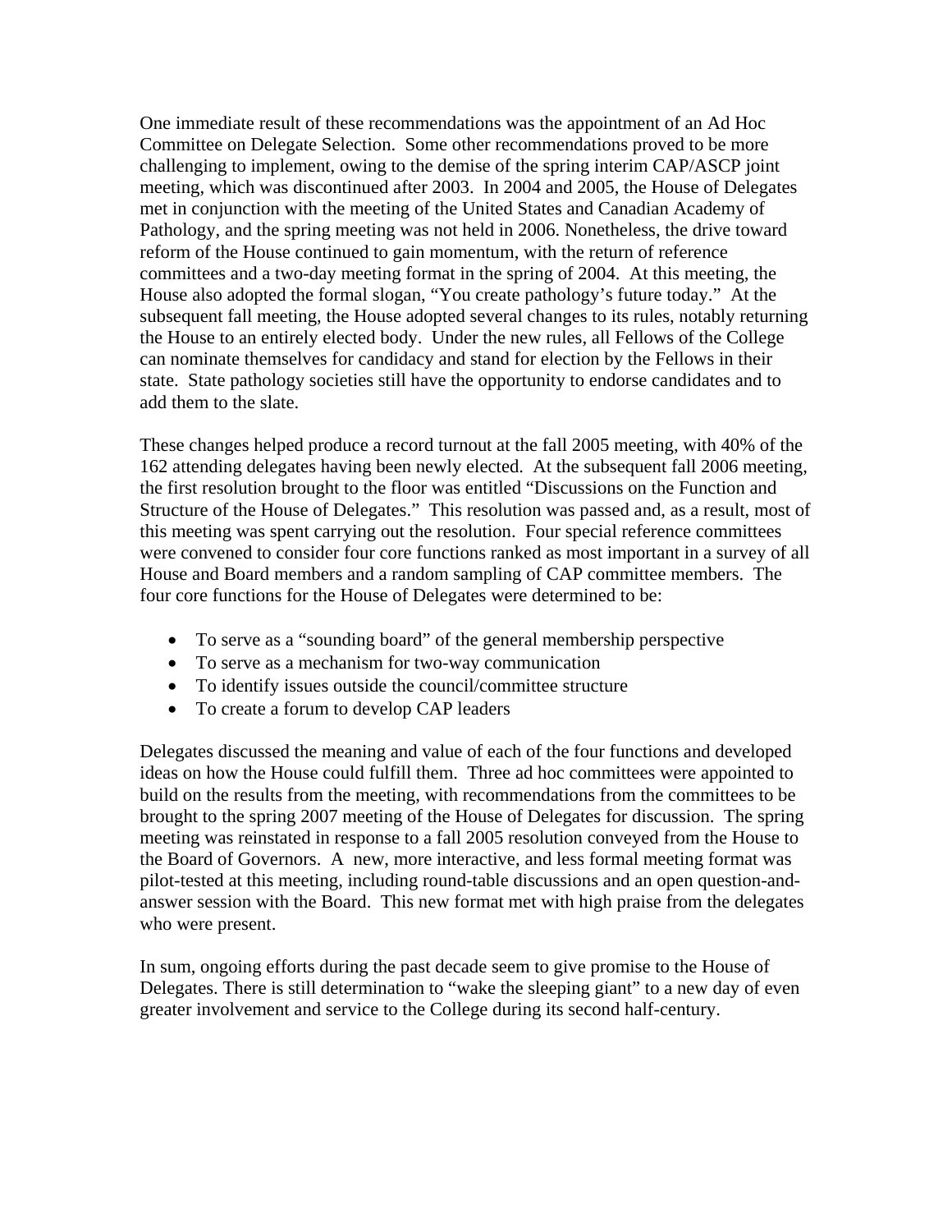One immediate result of these recommendations was the appointment of an Ad Hoc Committee on Delegate Selection. Some other recommendations proved to be more challenging to implement, owing to the demise of the spring interim CAP/ASCP joint meeting, which was discontinued after 2003. In 2004 and 2005, the House of Delegates met in conjunction with the meeting of the United States and Canadian Academy of Pathology, and the spring meeting was not held in 2006. Nonetheless, the drive toward reform of the House continued to gain momentum, with the return of reference committees and a two-day meeting format in the spring of 2004. At this meeting, the House also adopted the formal slogan, "You create pathology's future today." At the subsequent fall meeting, the House adopted several changes to its rules, notably returning the House to an entirely elected body. Under the new rules, all Fellows of the College can nominate themselves for candidacy and stand for election by the Fellows in their state. State pathology societies still have the opportunity to endorse candidates and to add them to the slate.

These changes helped produce a record turnout at the fall 2005 meeting, with 40% of the 162 attending delegates having been newly elected. At the subsequent fall 2006 meeting, the first resolution brought to the floor was entitled "Discussions on the Function and Structure of the House of Delegates." This resolution was passed and, as a result, most of this meeting was spent carrying out the resolution. Four special reference committees were convened to consider four core functions ranked as most important in a survey of all House and Board members and a random sampling of CAP committee members. The four core functions for the House of Delegates were determined to be:

- To serve as a "sounding board" of the general membership perspective
- To serve as a mechanism for two-way communication
- To identify issues outside the council/committee structure
- To create a forum to develop CAP leaders

Delegates discussed the meaning and value of each of the four functions and developed ideas on how the House could fulfill them. Three ad hoc committees were appointed to build on the results from the meeting, with recommendations from the committees to be brought to the spring 2007 meeting of the House of Delegates for discussion. The spring meeting was reinstated in response to a fall 2005 resolution conveyed from the House to the Board of Governors. A new, more interactive, and less formal meeting format was pilot-tested at this meeting, including round-table discussions and an open question-and-answer session with the Board. This new format met with high praise from the delegates who were present.

In sum, ongoing efforts during the past decade seem to give promise to the House of Delegates. There is still determination to "wake the sleeping giant" to a new day of even greater involvement and service to the College during its second half-century.